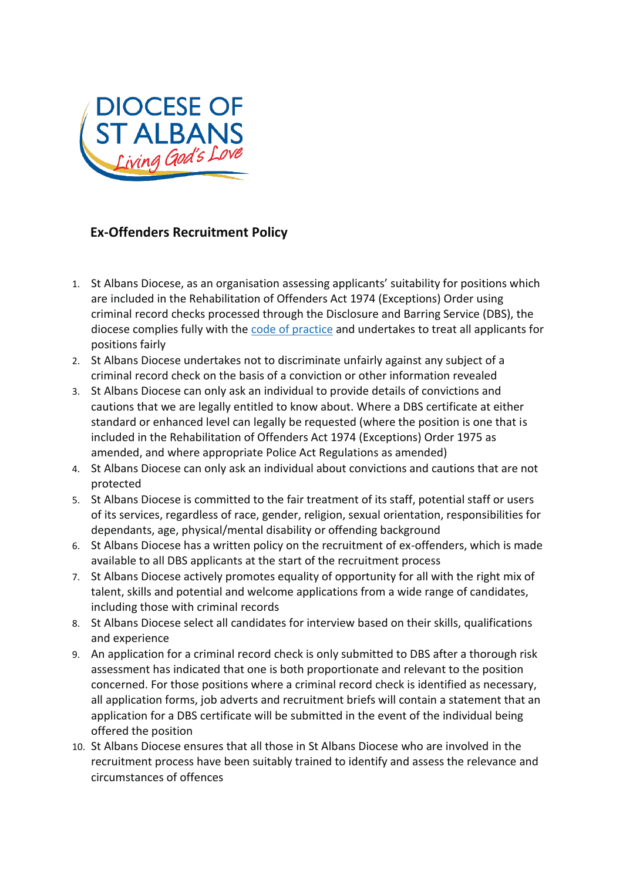## Ex-Offenders Recruitment Policy

1. St Albans Diocese, as an organisation assessing applicants' suitability for positions which are included in the Rehabilitation of Offenders Act 1974 (Exceptions) Order using criminal record checks processed through the Disclosure and Barring Service (DBS), the diocese complies fully with the code of practice and undertakes to treat all applicants for positions fairly
2. St Albans Diocese undertakes not to discriminate unfairly against any subject of a criminal record check on the basis of a conviction or other information revealed
3. St Albans Diocese can only ask an individual to provide details of convictions and cautions that we are legally entitled to know about. Where a DBS certificate at either standard or enhanced level can legally be requested (where the position is one that is included in the Rehabilitation of Offenders Act 1974 (Exceptions) Order 1975 as amended, and where appropriate Police Act Regulations as amended)
4. St Albans Diocese can only ask an individual about convictions and cautions that are not protected
5. St Albans Diocese is committed to the fair treatment of its staff, potential staff or users of its services, regardless of race, gender, religion, sexual orientation, responsibilities for dependants, age, physical/mental disability or offending background
6. St Albans Diocese has a written policy on the recruitment of ex-offenders, which is made available to all DBS applicants at the start of the recruitment process
7. St Albans Diocese actively promotes equality of opportunity for all with the right mix of talent, skills and potential and welcome applications from a wide range of candidates, including those with criminal records
8. St Albans Diocese select all candidates for interview based on their skills, qualifications and experience
9. An application for a criminal record check is only submitted to DBS after a thorough risk assessment has indicated that one is both proportionate and relevant to the position concerned. For those positions where a criminal record check is identified as necessary, all application forms, job adverts and recruitment briefs will contain a statement that an application for a DBS certificate will be submitted in the event of the individual being offered the position
10. St Albans Diocese ensures that all those in St Albans Diocese who are involved in the recruitment process have been suitably trained to identify and assess the relevance and circumstances of offences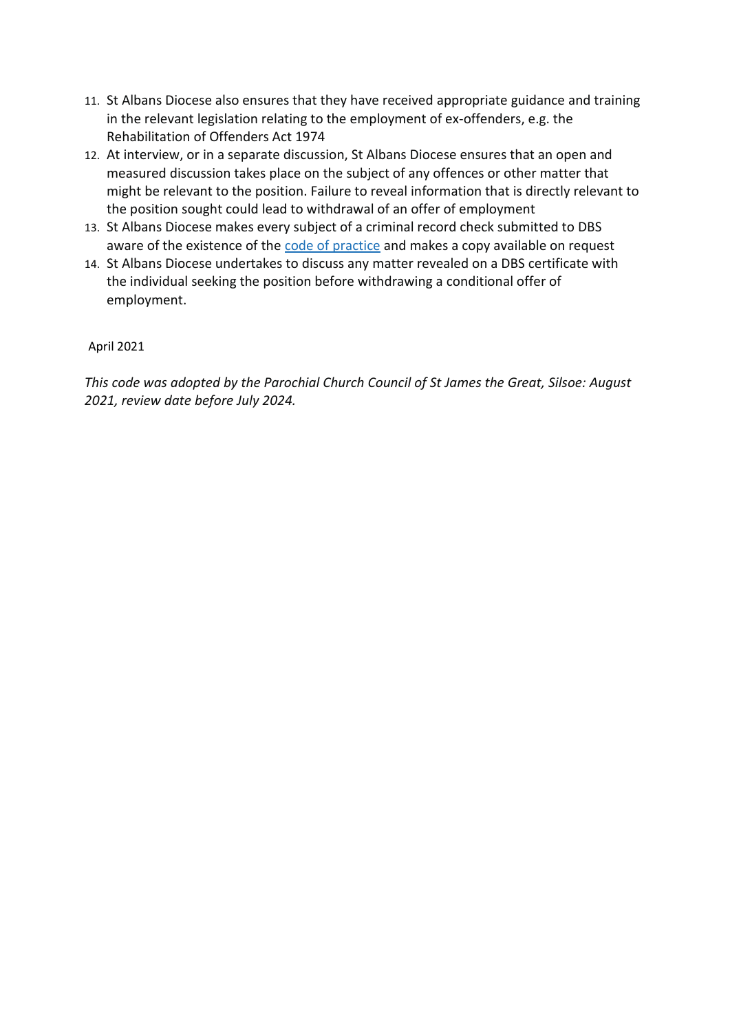11. St Albans Diocese also ensures that they have received appropriate guidance and training in the relevant legislation relating to the employment of ex-offenders, e.g. the Rehabilitation of Offenders Act 1974
12. At interview, or in a separate discussion, St Albans Diocese ensures that an open and measured discussion takes place on the subject of any offences or other matter that might be relevant to the position. Failure to reveal information that is directly relevant to the position sought could lead to withdrawal of an offer of employment
13. St Albans Diocese makes every subject of a criminal record check submitted to DBS aware of the existence of the code of practice and makes a copy available on request
14. St Albans Diocese undertakes to discuss any matter revealed on a DBS certificate with the individual seeking the position before withdrawing a conditional offer of employment.

April 2021

*This code was adopted by the Parochial Church Council of St James the Great, Silsoe: August 2021, review date before July 2024.*